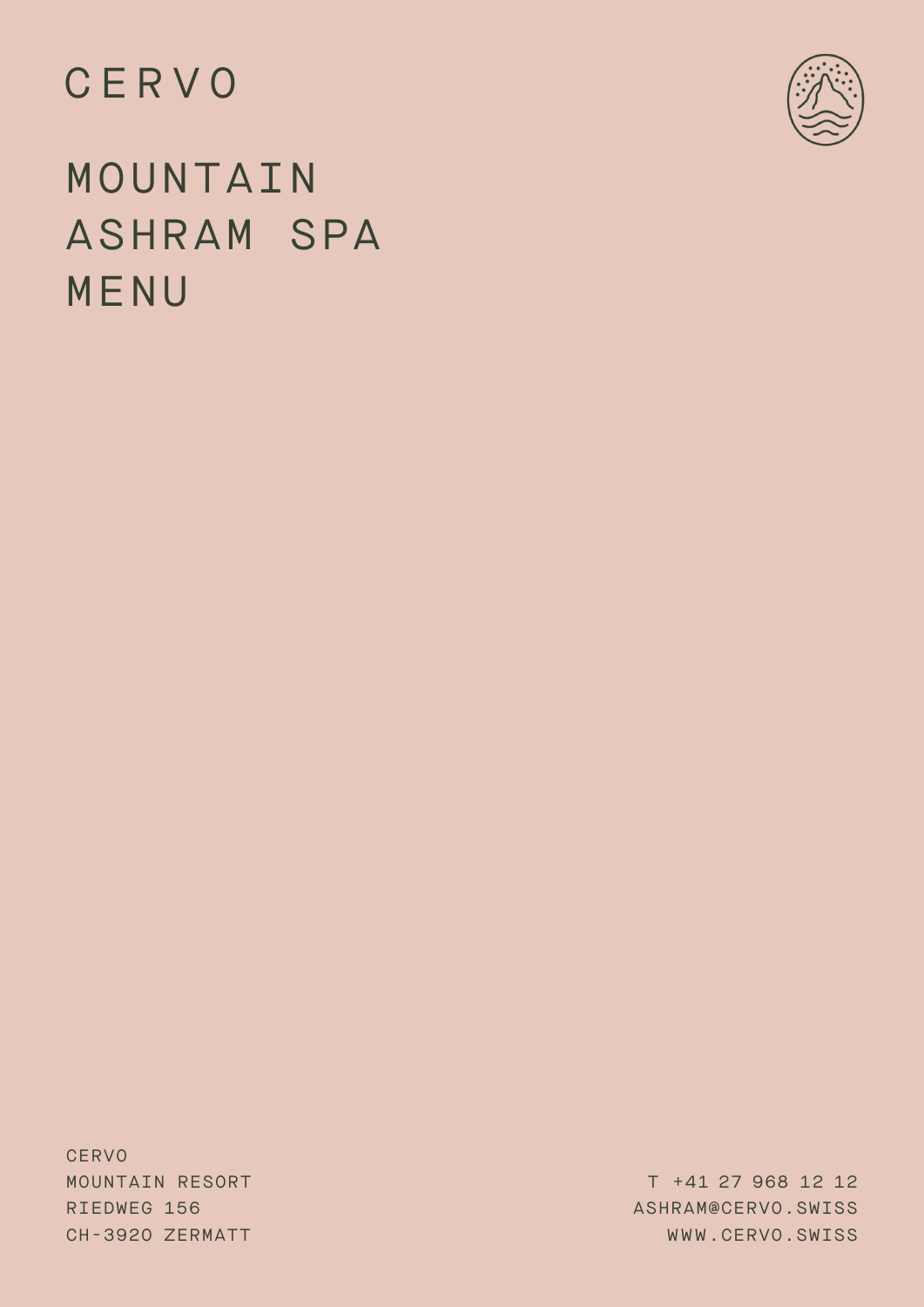CERVO

# MOUNTAIN ASHRAM SPA MENU

CERVO
MOUNTAIN RESORT
RIEDWEG 156
CH-3920 ZERMATT

T +41 27 968 12 12
ASHRAM@CERVO.SWISS
WWW.CERVO.SWISS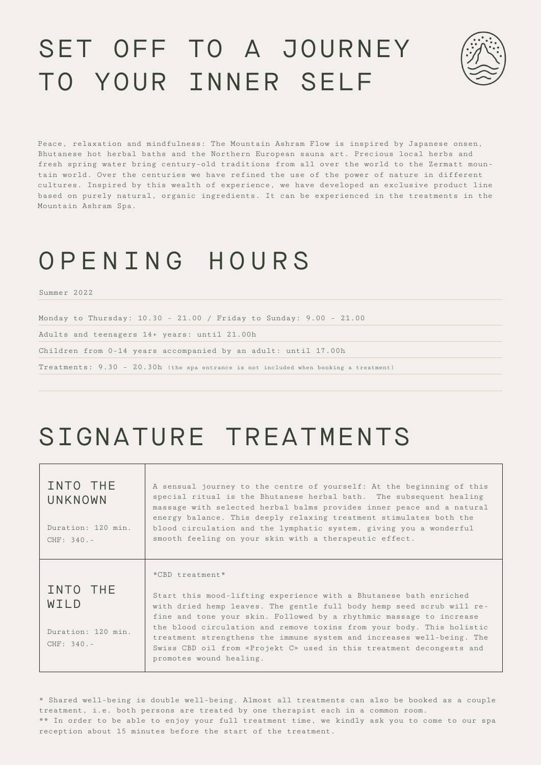# SET OFF TO A JOURNEY TO YOUR INNER SELF

Peace, relaxation and mindfulness: The Mountain Ashram Flow is inspired by Japanese onsen, Bhutanese hot herbal baths and the Northern European sauna art. Precious local herbs and fresh spring water bring century-old traditions from all over the world to the Zermatt mountain world. Over the centuries we have refined the use of the power of nature in different cultures. Inspired by this wealth of experience, we have developed an exclusive product line based on purely natural, organic ingredients. It can be experienced in the treatments in the Mountain Ashram Spa.

# OPENING HOURS

Summer 2022

Monday to Thursday: 10.30 - 21.00 / Friday to Sunday: 9.00 - 21.00

Adults and teenagers 14+ years: until 21.00h

Children from 0-14 years accompanied by an adult: until 17.00h

Treatments: 9.30 - 20.30h (the spa entrance is not included when booking a treatment)

# SIGNATURE TREATMENTS

| | |
|---|---|
| **INTO THE UNKNOWN**<br><br>Duration: 120 min.<br>CHF: 340.- | A sensual journey to the centre of yourself: At the beginning of this special ritual is the Bhutanese herbal bath. The subsequent healing massage with selected herbal balms provides inner peace and a natural energy balance. This deeply relaxing treatment stimulates both the blood circulation and the lymphatic system, giving you a wonderful smooth feeling on your skin with a therapeutic effect. |
| **INTO THE WILD**<br><br>Duration: 120 min.<br>CHF: 340.- | *CBD treatment*<br><br>Start this mood-lifting experience with a Bhutanese bath enriched with dried hemp leaves. The gentle full body hemp seed scrub will refine and tone your skin. Followed by a rhythmic massage to increase the blood circulation and remove toxins from your body. This holistic treatment strengthens the immune system and increases well-being. The Swiss CBD oil from «Projekt C» used in this treatment decongests and promotes wound healing. |

* Shared well-being is double well-being. Almost all treatments can also be booked as a couple treatment, i.e. both persons are treated by one therapist each in a common room.
** In order to be able to enjoy your full treatment time, we kindly ask you to come to our spa reception about 15 minutes before the start of the treatment.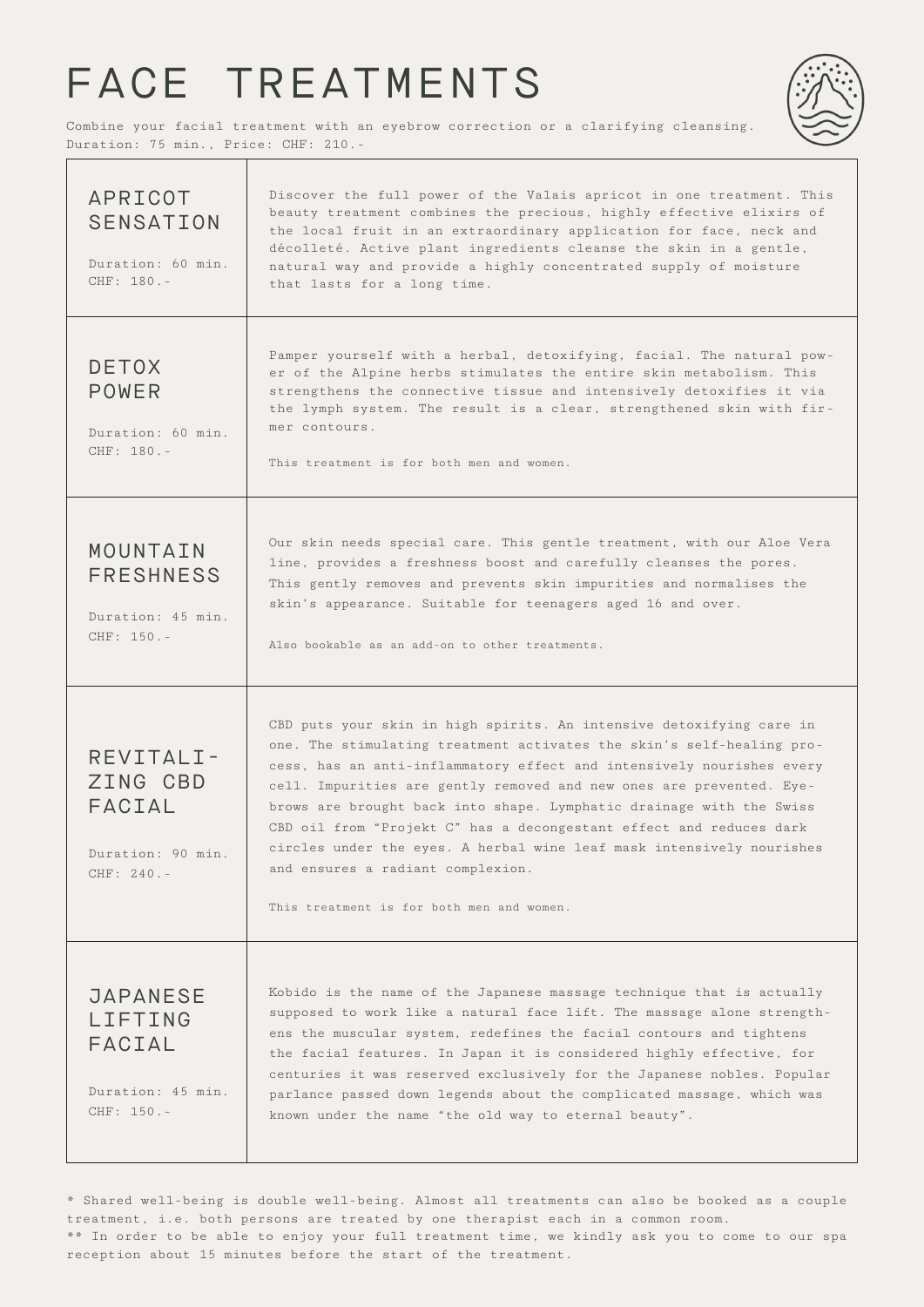# FACE TREATMENTS

Combine your facial treatment with an eyebrow correction or a clarifying cleansing.
Duration: 75 min., Price: CHF: 210.-

| Treatment | Description |
| --- | --- |
| **APRICOT SENSATION**<br><br>Duration: 60 min.<br>CHF: 180.- | Discover the full power of the Valais apricot in one treatment. This beauty treatment combines the precious, highly effective elixirs of the local fruit in an extraordinary application for face, neck and décolleté. Active plant ingredients cleanse the skin in a gentle, natural way and provide a highly concentrated supply of moisture that lasts for a long time. |
| **DETOX POWER**<br><br>Duration: 60 min.<br>CHF: 180.- | Pamper yourself with a herbal, detoxifying, facial. The natural power of the Alpine herbs stimulates the entire skin metabolism. This strengthens the connective tissue and intensively detoxifies it via the lymph system. The result is a clear, strengthened skin with firmer contours.<br><br>This treatment is for both men and women. |
| **MOUNTAIN FRESHNESS**<br><br>Duration: 45 min.<br>CHF: 150.- | Our skin needs special care. This gentle treatment, with our Aloe Vera line, provides a freshness boost and carefully cleanses the pores. This gently removes and prevents skin impurities and normalises the skin's appearance. Suitable for teenagers aged 16 and over.<br><br>Also bookable as an add-on to other treatments. |
| **REVITALIZING CBD FACIAL**<br><br>Duration: 90 min.<br>CHF: 240.- | CBD puts your skin in high spirits. An intensive detoxifying care in one. The stimulating treatment activates the skin's self-healing process, has an anti-inflammatory effect and intensively nourishes every cell. Impurities are gently removed and new ones are prevented. Eyebrows are brought back into shape. Lymphatic drainage with the Swiss CBD oil from "Projekt C" has a decongestant effect and reduces dark circles under the eyes. A herbal wine leaf mask intensively nourishes and ensures a radiant complexion.<br><br>This treatment is for both men and women. |
| **JAPANESE LIFTING FACIAL**<br><br>Duration: 45 min.<br>CHF: 150.- | Kobido is the name of the Japanese massage technique that is actually supposed to work like a natural face lift. The massage alone strengthens the muscular system, redefines the facial contours and tightens the facial features. In Japan it is considered highly effective, for centuries it was reserved exclusively for the Japanese nobles. Popular parlance passed down legends about the complicated massage, which was known under the name "the old way to eternal beauty". |

\* Shared well-being is double well-being. Almost all treatments can also be booked as a couple treatment, i.e. both persons are treated by one therapist each in a common room.
\** In order to be able to enjoy your full treatment time, we kindly ask you to come to our spa reception about 15 minutes before the start of the treatment.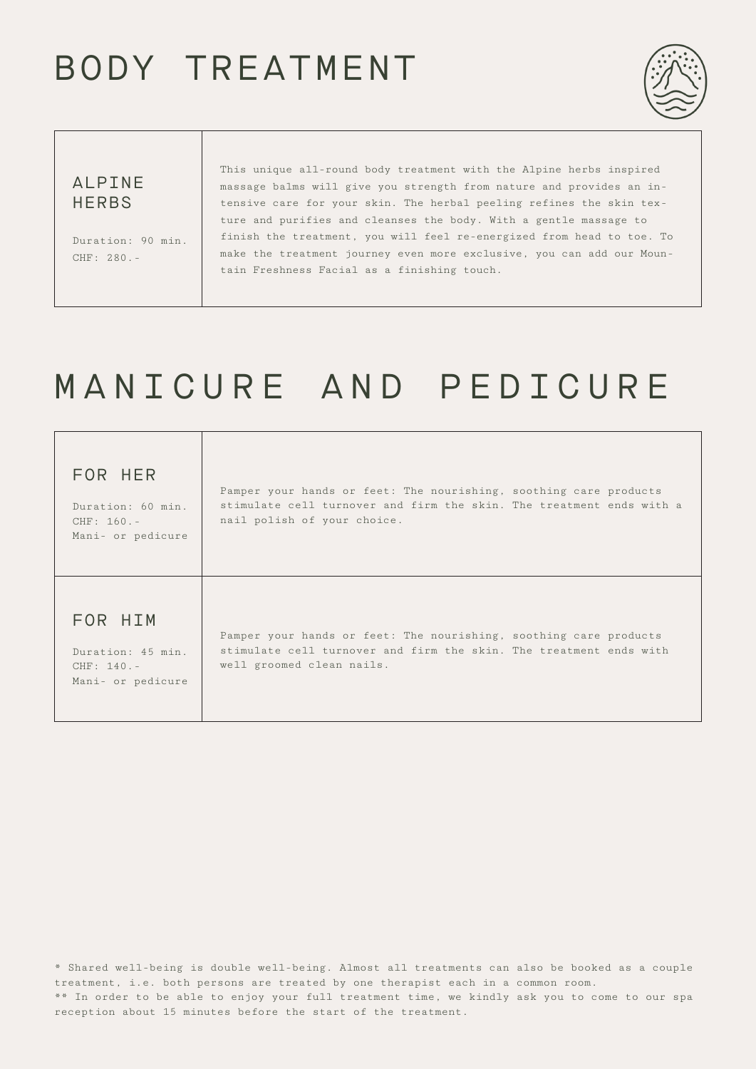# BODY TREATMENT

| ALPINE HERBS<br><br>Duration: 90 min.<br>CHF: 280.- | This unique all-round body treatment with the Alpine herbs inspired massage balms will give you strength from nature and provides an intensive care for your skin. The herbal peeling refines the skin texture and purifies and cleanses the body. With a gentle massage to finish the treatment, you will feel re-energized from head to toe. To make the treatment journey even more exclusive, you can add our Mountain Freshness Facial as a finishing touch. |
|---|---|

# MANICURE AND PEDICURE

| FOR HER<br><br>Duration: 60 min.<br>CHF: 160.-<br>Mani- or pedicure | Pamper your hands or feet: The nourishing, soothing care products stimulate cell turnover and firm the skin. The treatment ends with a nail polish of your choice. |
|---|---|
| FOR HIM<br><br>Duration: 45 min.<br>CHF: 140.-<br>Mani- or pedicure | Pamper your hands or feet: The nourishing, soothing care products stimulate cell turnover and firm the skin. The treatment ends with well groomed clean nails. |

* Shared well-being is double well-being. Almost all treatments can also be booked as a couple treatment, i.e. both persons are treated by one therapist each in a common room.
** In order to be able to enjoy your full treatment time, we kindly ask you to come to our spa reception about 15 minutes before the start of the treatment.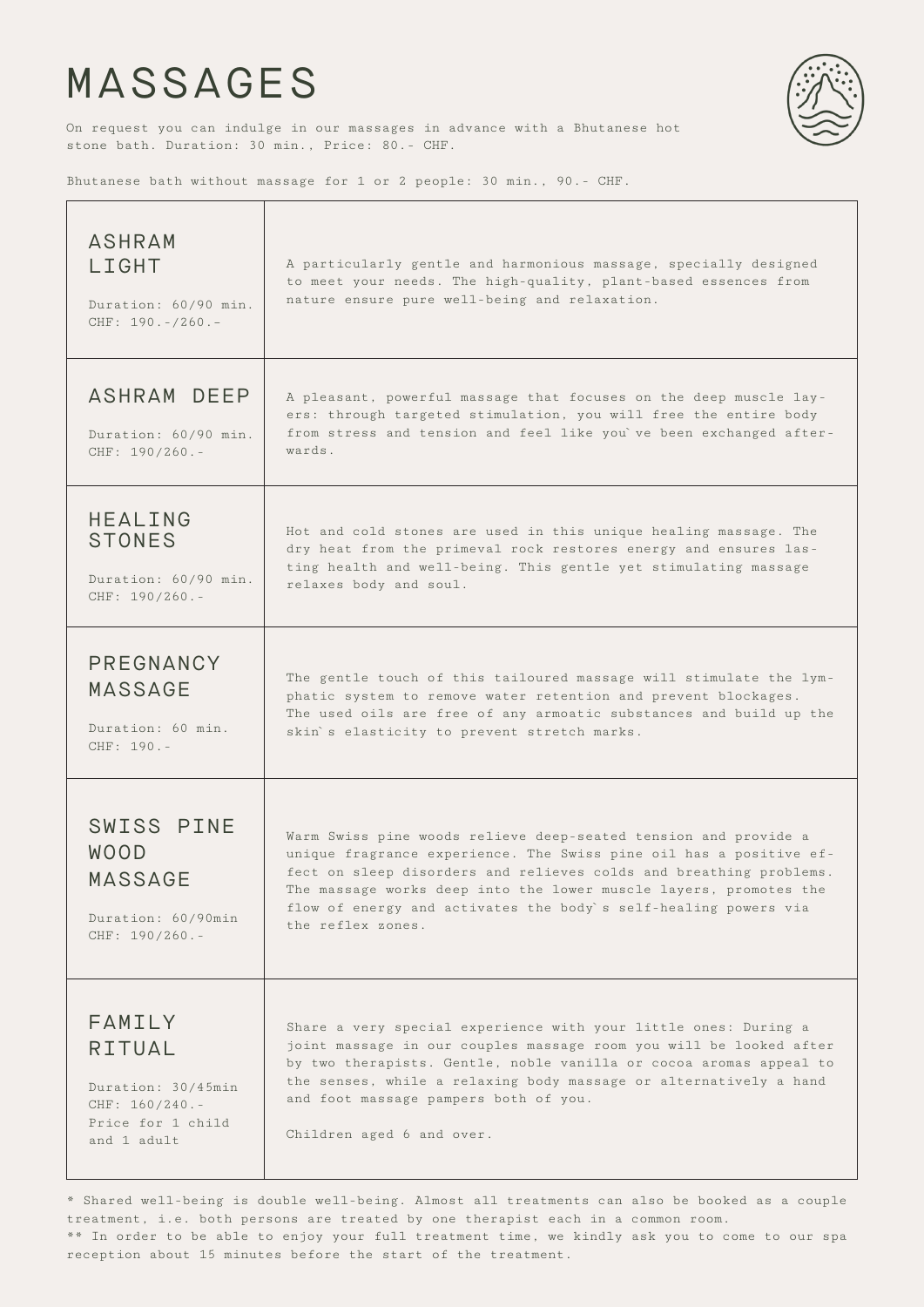# MASSAGES

On request you can indulge in our massages in advance with a Bhutanese hot stone bath. Duration: 30 min., Price: 80.- CHF.

Bhutanese bath without massage for 1 or 2 people: 30 min., 90.- CHF.

| | |
|---|---|
| **ASHRAM LIGHT**<br><br>Duration: 60/90 min.<br>CHF: 190.-/260.- | A particularly gentle and harmonious massage, specially designed to meet your needs. The high-quality, plant-based essences from nature ensure pure well-being and relaxation. |
| **ASHRAM DEEP**<br><br>Duration: 60/90 min.<br>CHF: 190/260.- | A pleasant, powerful massage that focuses on the deep muscle layers: through targeted stimulation, you will free the entire body from stress and tension and feel like you`ve been exchanged afterwards. |
| **HEALING STONES**<br><br>Duration: 60/90 min.<br>CHF: 190/260.- | Hot and cold stones are used in this unique healing massage. The dry heat from the primeval rock restores energy and ensures lasting health and well-being. This gentle yet stimulating massage relaxes body and soul. |
| **PREGNANCY MASSAGE**<br><br>Duration: 60 min.<br>CHF: 190.- | The gentle touch of this tailoured massage will stimulate the lymphatic system to remove water retention and prevent blockages. The used oils are free of any armoatic substances and build up the skin`s elasticity to prevent stretch marks. |
| **SWISS PINE WOOD MASSAGE**<br><br>Duration: 60/90min<br>CHF: 190/260.- | Warm Swiss pine woods relieve deep-seated tension and provide a unique fragrance experience. The Swiss pine oil has a positive effect on sleep disorders and relieves colds and breathing problems. The massage works deep into the lower muscle layers, promotes the flow of energy and activates the body`s self-healing powers via the reflex zones. |
| **FAMILY RITUAL**<br><br>Duration: 30/45min<br>CHF: 160/240.-<br>Price for 1 child and 1 adult | Share a very special experience with your little ones: During a joint massage in our couples massage room you will be looked after by two therapists. Gentle, noble vanilla or cocoa aromas appeal to the senses, while a relaxing body massage or alternatively a hand and foot massage pampers both of you.<br><br>Children aged 6 and over. |

* Shared well-being is double well-being. Almost all treatments can also be booked as a couple treatment, i.e. both persons are treated by one therapist each in a common room.
** In order to be able to enjoy your full treatment time, we kindly ask you to come to our spa reception about 15 minutes before the start of the treatment.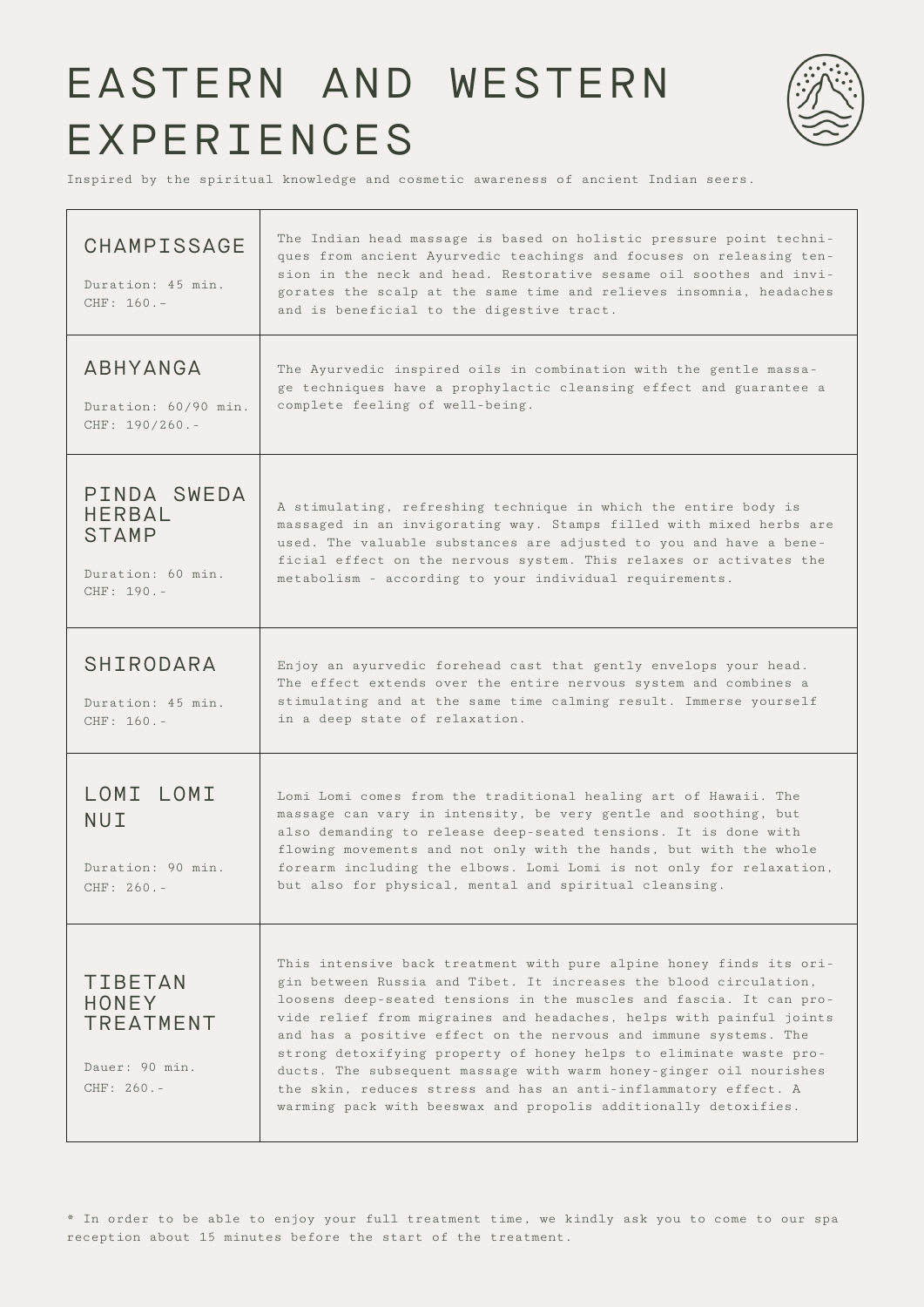# EASTERN AND WESTERN EXPERIENCES

Inspired by the spiritual knowledge and cosmetic awareness of ancient Indian seers.

| Treatment | Description |
|---|---|
| **CHAMPISSAGE**<br><br>Duration: 45 min.<br>CHF: 160.- | The Indian head massage is based on holistic pressure point techniques from ancient Ayurvedic teachings and focuses on releasing tension in the neck and head. Restorative sesame oil soothes and invigorates the scalp at the same time and relieves insomnia, headaches and is beneficial to the digestive tract. |
| **ABHYANGA**<br><br>Duration: 60/90 min.<br>CHF: 190/260.- | The Ayurvedic inspired oils in combination with the gentle massage techniques have a prophylactic cleansing effect and guarantee a complete feeling of well-being. |
| **PINDA SWEDA HERBAL STAMP**<br><br>Duration: 60 min.<br>CHF: 190.- | A stimulating, refreshing technique in which the entire body is massaged in an invigorating way. Stamps filled with mixed herbs are used. The valuable substances are adjusted to you and have a beneficial effect on the nervous system. This relaxes or activates the metabolism - according to your individual requirements. |
| **SHIRODARA**<br><br>Duration: 45 min.<br>CHF: 160.- | Enjoy an ayurvedic forehead cast that gently envelops your head. The effect extends over the entire nervous system and combines a stimulating and at the same time calming result. Immerse yourself in a deep state of relaxation. |
| **LOMI LOMI NUI**<br><br>Duration: 90 min.<br>CHF: 260.- | Lomi Lomi comes from the traditional healing art of Hawaii. The massage can vary in intensity, be very gentle and soothing, but also demanding to release deep-seated tensions. It is done with flowing movements and not only with the hands, but with the whole forearm including the elbows. Lomi Lomi is not only for relaxation, but also for physical, mental and spiritual cleansing. |
| **TIBETAN HONEY TREATMENT**<br><br>Dauer: 90 min.<br>CHF: 260.- | This intensive back treatment with pure alpine honey finds its origin between Russia and Tibet. It increases the blood circulation, loosens deep-seated tensions in the muscles and fascia. It can provide relief from migraines and headaches, helps with painful joints and has a positive effect on the nervous and immune systems. The strong detoxifying property of honey helps to eliminate waste products. The subsequent massage with warm honey-ginger oil nourishes the skin, reduces stress and has an anti-inflammatory effect. A warming pack with beeswax and propolis additionally detoxifies. |

* In order to be able to enjoy your full treatment time, we kindly ask you to come to our spa reception about 15 minutes before the start of the treatment.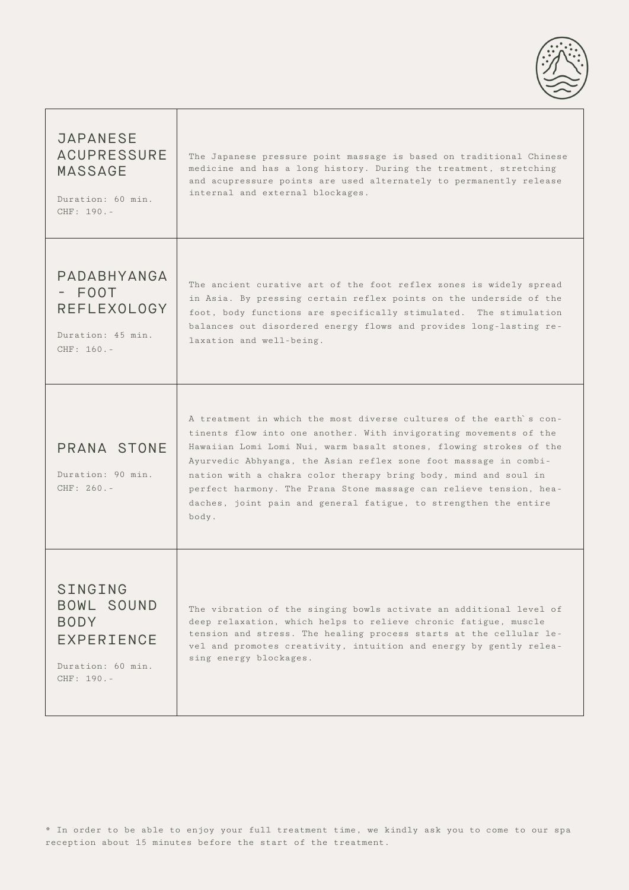| | |
|---|---|
| **JAPANESE ACUPRESSURE MASSAGE**<br><br>Duration: 60 min.<br>CHF: 190.- | The Japanese pressure point massage is based on traditional Chinese medicine and has a long history. During the treatment, stretching and acupressure points are used alternately to permanently release internal and external blockages. |
| **PADABHYANGA - FOOT REFLEXOLOGY**<br><br>Duration: 45 min.<br>CHF: 160.- | The ancient curative art of the foot reflex zones is widely spread in Asia. By pressing certain reflex points on the underside of the foot, body functions are specifically stimulated. The stimulation balances out disordered energy flows and provides long-lasting relaxation and well-being. |
| **PRANA STONE**<br><br>Duration: 90 min.<br>CHF: 260.- | A treatment in which the most diverse cultures of the earth`s continents flow into one another. With invigorating movements of the Hawaiian Lomi Lomi Nui, warm basalt stones, flowing strokes of the Ayurvedic Abhyanga, the Asian reflex zone foot massage in combination with a chakra color therapy bring body, mind and soul in perfect harmony. The Prana Stone massage can relieve tension, headaches, joint pain and general fatigue, to strengthen the entire body. |
| **SINGING BOWL SOUND BODY EXPERIENCE**<br><br>Duration: 60 min.<br>CHF: 190.- | The vibration of the singing bowls activate an additional level of deep relaxation, which helps to relieve chronic fatigue, muscle tension and stress. The healing process starts at the cellular level and promotes creativity, intuition and energy by gently releasing energy blockages. |

* In order to be able to enjoy your full treatment time, we kindly ask you to come to our spa reception about 15 minutes before the start of the treatment.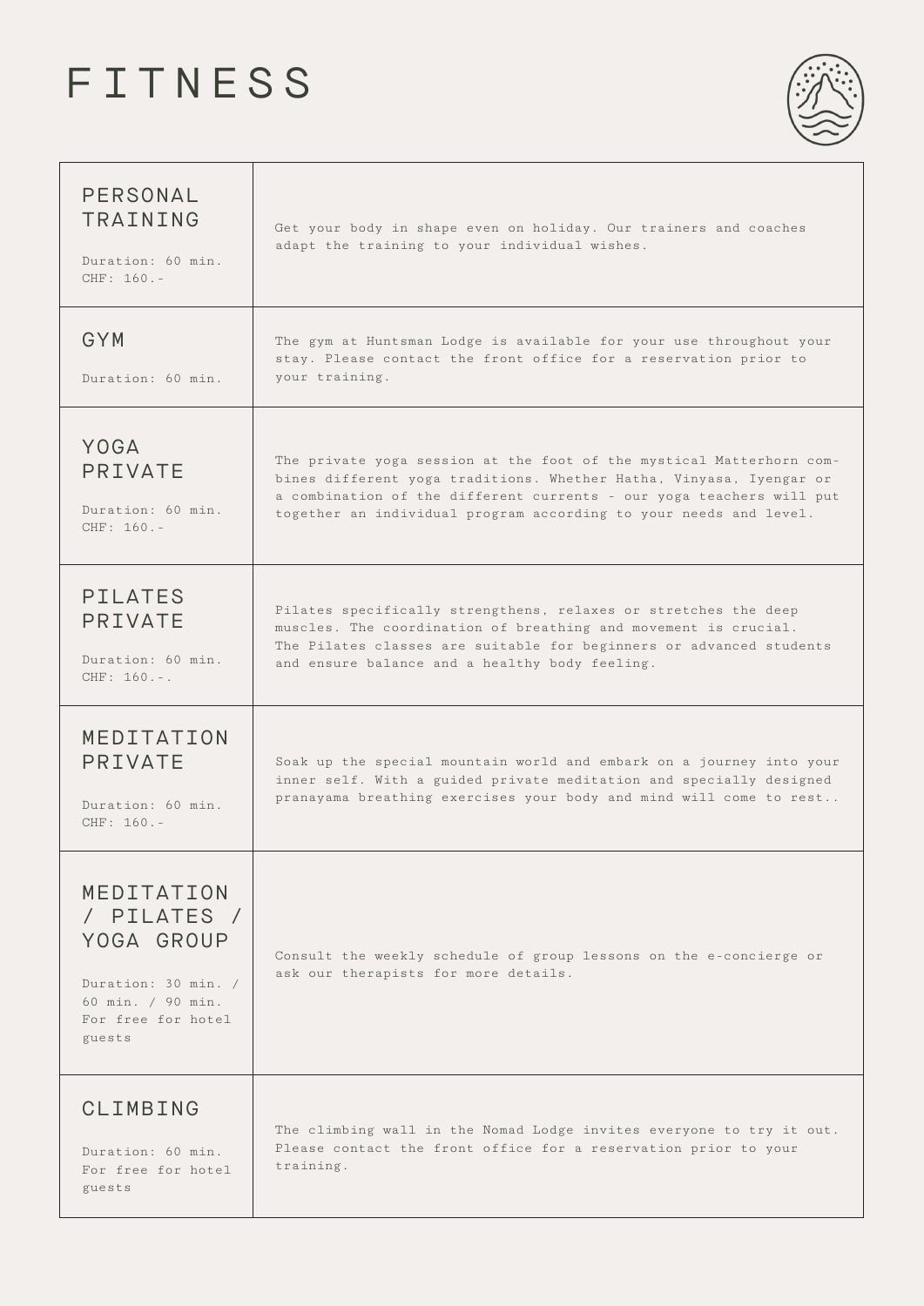# FITNESS

| | |
|---|---|
| PERSONAL TRAINING<br><br>Duration: 60 min.<br>CHF: 160.- | Get your body in shape even on holiday. Our trainers and coaches adapt the training to your individual wishes. |
| GYM<br><br>Duration: 60 min. | The gym at Huntsman Lodge is available for your use throughout your stay. Please contact the front office for a reservation prior to your training. |
| YOGA PRIVATE<br><br>Duration: 60 min.<br>CHF: 160.- | The private yoga session at the foot of the mystical Matterhorn combines different yoga traditions. Whether Hatha, Vinyasa, Iyengar or a combination of the different currents - our yoga teachers will put together an individual program according to your needs and level. |
| PILATES PRIVATE<br><br>Duration: 60 min.<br>CHF: 160.-. | Pilates specifically strengthens, relaxes or stretches the deep muscles. The coordination of breathing and movement is crucial. The Pilates classes are suitable for beginners or advanced students and ensure balance and a healthy body feeling. |
| MEDITATION PRIVATE<br><br>Duration: 60 min.<br>CHF: 160.- | Soak up the special mountain world and embark on a journey into your inner self. With a guided private meditation and specially designed pranayama breathing exercises your body and mind will come to rest.. |
| MEDITATION / PILATES / YOGA GROUP<br><br>Duration: 30 min. / 60 min. / 90 min.<br>For free for hotel guests | Consult the weekly schedule of group lessons on the e-concierge or ask our therapists for more details. |
| CLIMBING<br><br>Duration: 60 min.<br>For free for hotel guests | The climbing wall in the Nomad Lodge invites everyone to try it out. Please contact the front office for a reservation prior to your training. |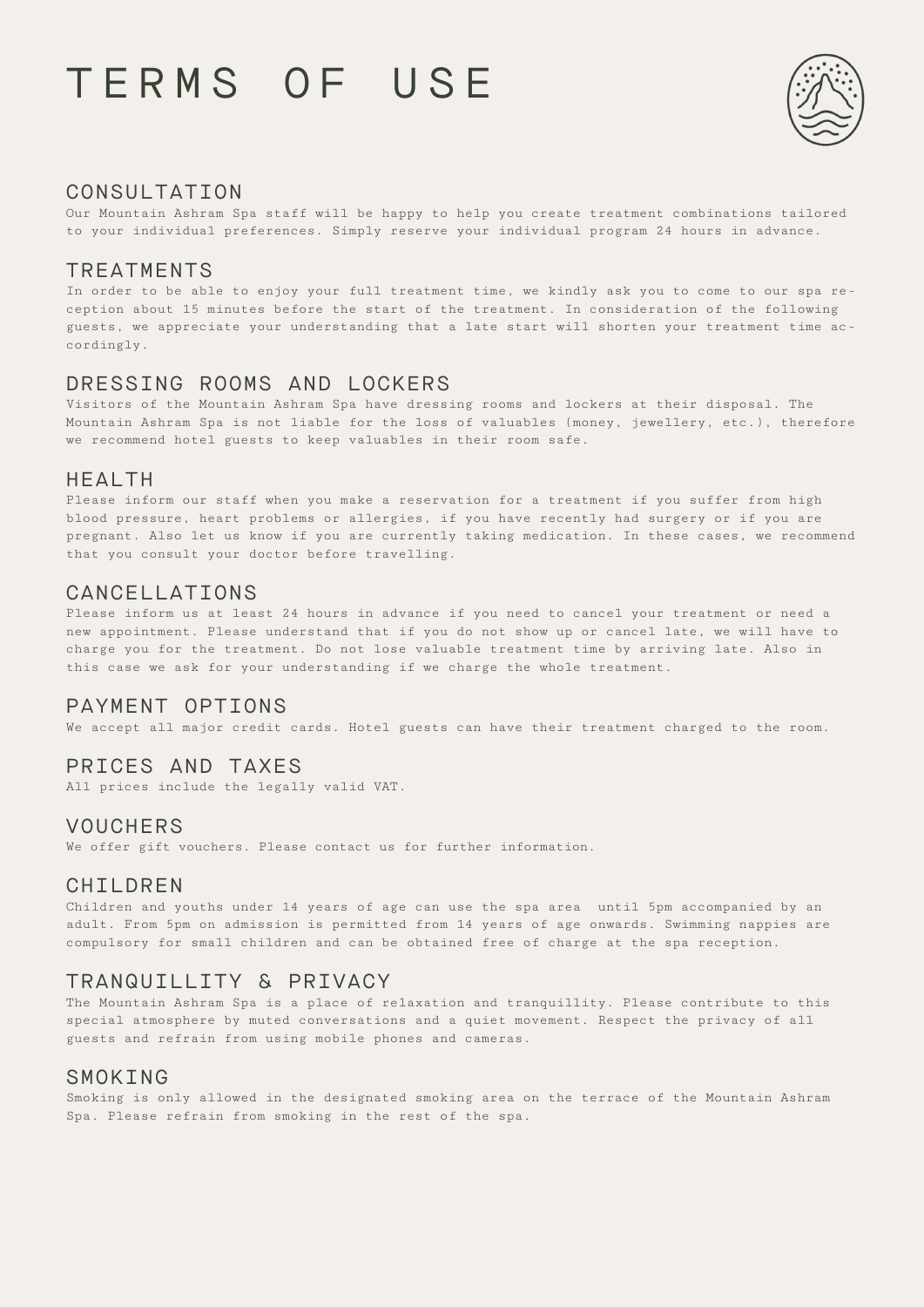# TERMS OF USE

## CONSULTATION

Our Mountain Ashram Spa staff will be happy to help you create treatment combinations tailored to your individual preferences. Simply reserve your individual program 24 hours in advance.

## TREATMENTS

In order to be able to enjoy your full treatment time, we kindly ask you to come to our spa reception about 15 minutes before the start of the treatment. In consideration of the following guests, we appreciate your understanding that a late start will shorten your treatment time accordingly.

## DRESSING ROOMS AND LOCKERS

Visitors of the Mountain Ashram Spa have dressing rooms and lockers at their disposal. The Mountain Ashram Spa is not liable for the loss of valuables (money, jewellery, etc.), therefore we recommend hotel guests to keep valuables in their room safe.

## HEALTH

Please inform our staff when you make a reservation for a treatment if you suffer from high blood pressure, heart problems or allergies, if you have recently had surgery or if you are pregnant. Also let us know if you are currently taking medication. In these cases, we recommend that you consult your doctor before travelling.

## CANCELLATIONS

Please inform us at least 24 hours in advance if you need to cancel your treatment or need a new appointment. Please understand that if you do not show up or cancel late, we will have to charge you for the treatment. Do not lose valuable treatment time by arriving late. Also in this case we ask for your understanding if we charge the whole treatment.

## PAYMENT OPTIONS

We accept all major credit cards. Hotel guests can have their treatment charged to the room.

## PRICES AND TAXES

All prices include the legally valid VAT.

## VOUCHERS

We offer gift vouchers. Please contact us for further information.

## CHILDREN

Children and youths under 14 years of age can use the spa area until 5pm accompanied by an adult. From 5pm on admission is permitted from 14 years of age onwards. Swimming nappies are compulsory for small children and can be obtained free of charge at the spa reception.

## TRANQUILLITY & PRIVACY

The Mountain Ashram Spa is a place of relaxation and tranquillity. Please contribute to this special atmosphere by muted conversations and a quiet movement. Respect the privacy of all guests and refrain from using mobile phones and cameras.

## SMOKING

Smoking is only allowed in the designated smoking area on the terrace of the Mountain Ashram Spa. Please refrain from smoking in the rest of the spa.